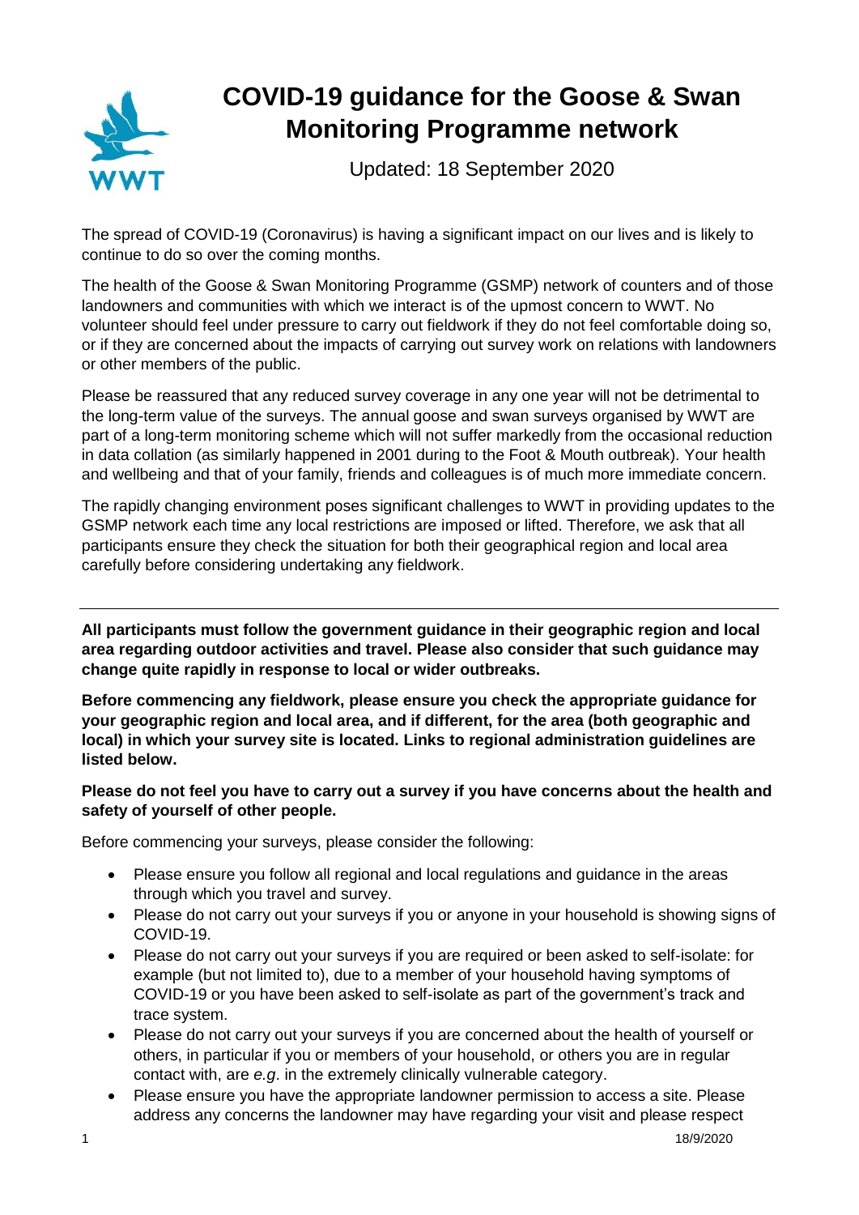# COVID-19 guidance for the Goose & Swan Monitoring Programme network

Updated: 18 September 2020

The spread of COVID-19 (Coronavirus) is having a significant impact on our lives and is likely to continue to do so over the coming months.

The health of the Goose & Swan Monitoring Programme (GSMP) network of counters and of those landowners and communities with which we interact is of the upmost concern to WWT. No volunteer should feel under pressure to carry out fieldwork if they do not feel comfortable doing so, or if they are concerned about the impacts of carrying out survey work on relations with landowners or other members of the public.

Please be reassured that any reduced survey coverage in any one year will not be detrimental to the long-term value of the surveys. The annual goose and swan surveys organised by WWT are part of a long-term monitoring scheme which will not suffer markedly from the occasional reduction in data collation (as similarly happened in 2001 during to the Foot & Mouth outbreak). Your health and wellbeing and that of your family, friends and colleagues is of much more immediate concern.

The rapidly changing environment poses significant challenges to WWT in providing updates to the GSMP network each time any local restrictions are imposed or lifted. Therefore, we ask that all participants ensure they check the situation for both their geographical region and local area carefully before considering undertaking any fieldwork.

---

**All participants must follow the government guidance in their geographic region and local area regarding outdoor activities and travel. Please also consider that such guidance may change quite rapidly in response to local or wider outbreaks.**

**Before commencing any fieldwork, please ensure you check the appropriate guidance for your geographic region and local area, and if different, for the area (both geographic and local) in which your survey site is located. Links to regional administration guidelines are listed below.**

**Please do not feel you have to carry out a survey if you have concerns about the health and safety of yourself of other people.**

Before commencing your surveys, please consider the following:

- Please ensure you follow all regional and local regulations and guidance in the areas through which you travel and survey.
- Please do not carry out your surveys if you or anyone in your household is showing signs of COVID-19.
- Please do not carry out your surveys if you are required or been asked to self-isolate: for example (but not limited to), due to a member of your household having symptoms of COVID-19 or you have been asked to self-isolate as part of the government's track and trace system.
- Please do not carry out your surveys if you are concerned about the health of yourself or others, in particular if you or members of your household, or others you are in regular contact with, are *e.g*. in the extremely clinically vulnerable category.
- Please ensure you have the appropriate landowner permission to access a site. Please address any concerns the landowner may have regarding your visit and please respect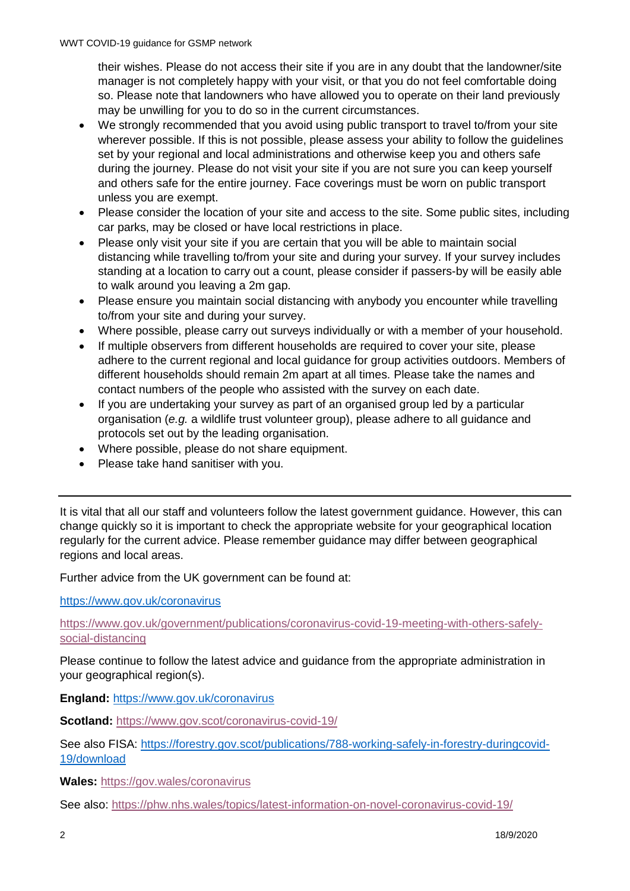their wishes. Please do not access their site if you are in any doubt that the landowner/site manager is not completely happy with your visit, or that you do not feel comfortable doing so. Please note that landowners who have allowed you to operate on their land previously may be unwilling for you to do so in the current circumstances.

- We strongly recommended that you avoid using public transport to travel to/from your site wherever possible. If this is not possible, please assess your ability to follow the guidelines set by your regional and local administrations and otherwise keep you and others safe during the journey. Please do not visit your site if you are not sure you can keep yourself and others safe for the entire journey. Face coverings must be worn on public transport unless you are exempt.
- Please consider the location of your site and access to the site. Some public sites, including car parks, may be closed or have local restrictions in place.
- Please only visit your site if you are certain that you will be able to maintain social distancing while travelling to/from your site and during your survey. If your survey includes standing at a location to carry out a count, please consider if passers-by will be easily able to walk around you leaving a 2m gap.
- Please ensure you maintain social distancing with anybody you encounter while travelling to/from your site and during your survey.
- Where possible, please carry out surveys individually or with a member of your household.
- If multiple observers from different households are required to cover your site, please adhere to the current regional and local guidance for group activities outdoors. Members of different households should remain 2m apart at all times. Please take the names and contact numbers of the people who assisted with the survey on each date.
- If you are undertaking your survey as part of an organised group led by a particular organisation (*e.g.* a wildlife trust volunteer group), please adhere to all guidance and protocols set out by the leading organisation.
- Where possible, please do not share equipment.
- Please take hand sanitiser with you.

---

It is vital that all our staff and volunteers follow the latest government guidance. However, this can change quickly so it is important to check the appropriate website for your geographical location regularly for the current advice. Please remember guidance may differ between geographical regions and local areas.

Further advice from the UK government can be found at:

https://www.gov.uk/coronavirus

https://www.gov.uk/government/publications/coronavirus-covid-19-meeting-with-others-safely-social-distancing

Please continue to follow the latest advice and guidance from the appropriate administration in your geographical region(s).

**England:** https://www.gov.uk/coronavirus

**Scotland:** https://www.gov.scot/coronavirus-covid-19/

See also FISA: https://forestry.gov.scot/publications/788-working-safely-in-forestry-duringcovid-19/download

**Wales:** https://gov.wales/coronavirus

See also: https://phw.nhs.wales/topics/latest-information-on-novel-coronavirus-covid-19/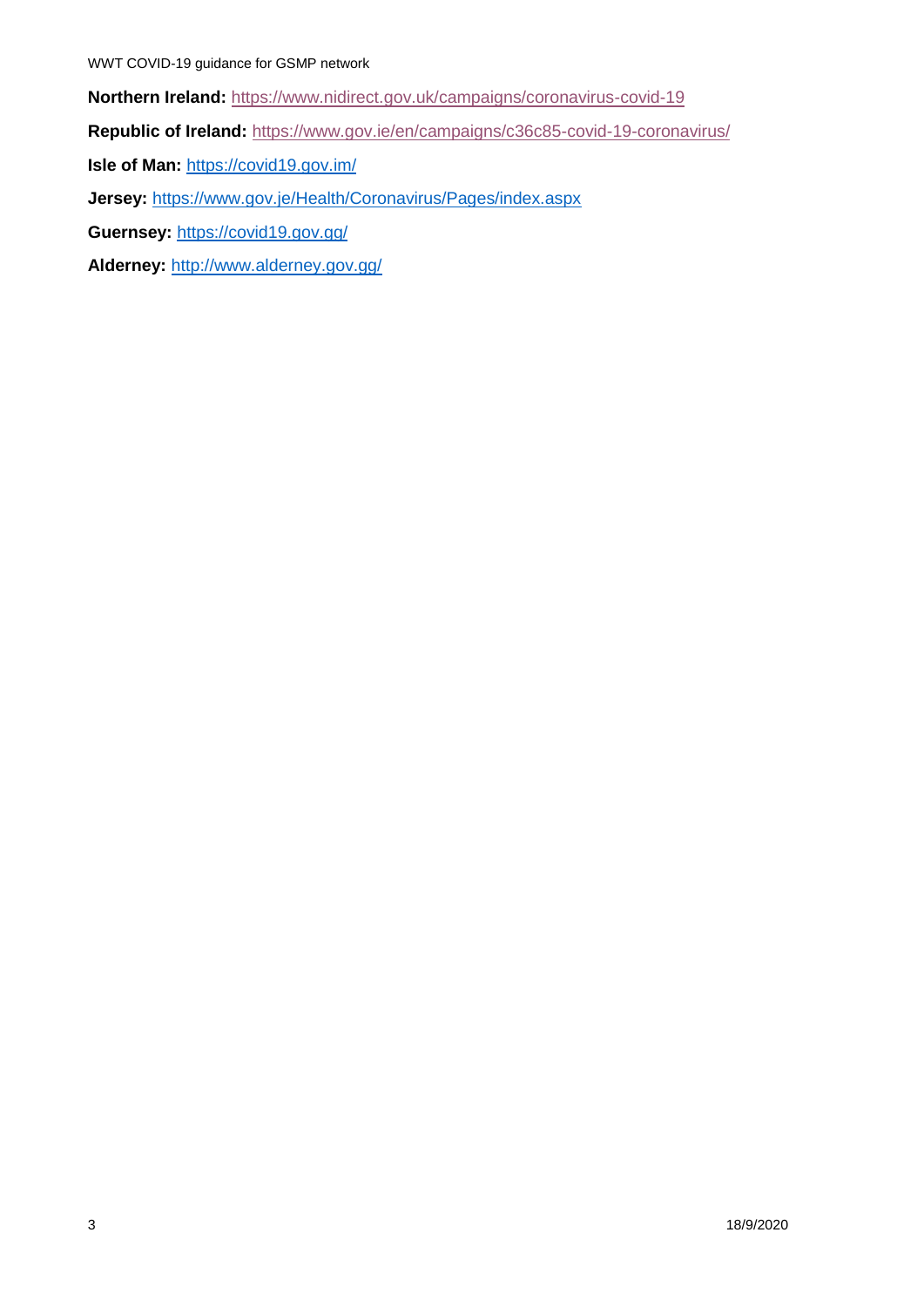**Northern Ireland:** https://www.nidirect.gov.uk/campaigns/coronavirus-covid-19

**Republic of Ireland:** https://www.gov.ie/en/campaigns/c36c85-covid-19-coronavirus/

**Isle of Man:** https://covid19.gov.im/

**Jersey:** https://www.gov.je/Health/Coronavirus/Pages/index.aspx

**Guernsey:** https://covid19.gov.gg/

**Alderney:** http://www.alderney.gov.gg/